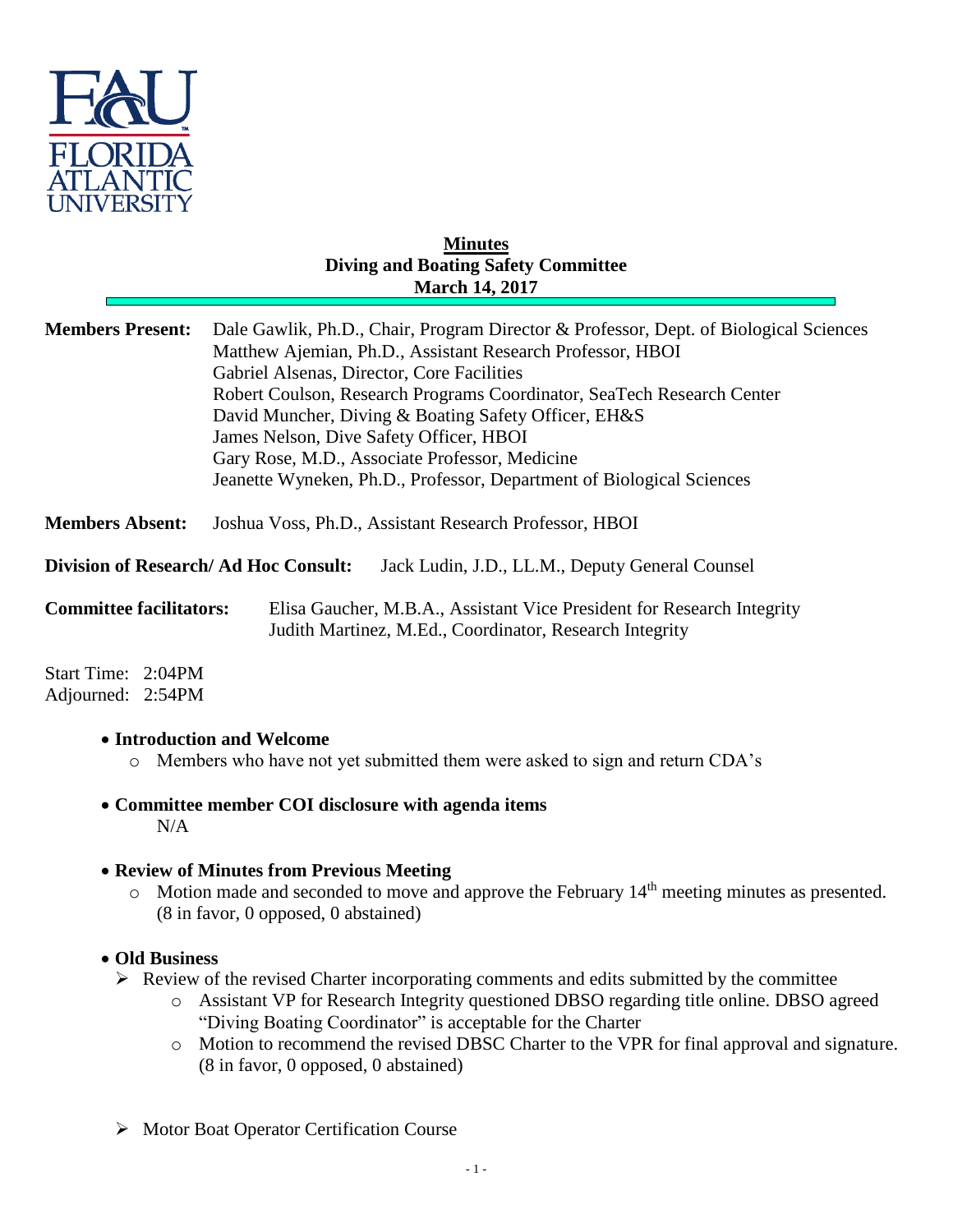# Minutes
## Diving and Boating Safety Committee
### March 14, 2017

**Members Present:** Dale Gawlik, Ph.D., Chair, Program Director & Professor, Dept. of Biological Sciences
Matthew Ajemian, Ph.D., Assistant Research Professor, HBOI
Gabriel Alsenas, Director, Core Facilities
Robert Coulson, Research Programs Coordinator, SeaTech Research Center
David Muncher, Diving & Boating Safety Officer, EH&S
James Nelson, Dive Safety Officer, HBOI
Gary Rose, M.D., Associate Professor, Medicine
Jeanette Wyneken, Ph.D., Professor, Department of Biological Sciences

**Members Absent:** Joshua Voss, Ph.D., Assistant Research Professor, HBOI

**Division of Research/ Ad Hoc Consult:** Jack Ludin, J.D., LL.M., Deputy General Counsel

**Committee facilitators:** Elisa Gaucher, M.B.A., Assistant Vice President for Research Integrity
Judith Martinez, M.Ed., Coordinator, Research Integrity

Start Time: 2:04PM
Adjourned: 2:54PM

- **Introduction and Welcome**
  - Members who have not yet submitted them were asked to sign and return CDA's
- **Committee member COI disclosure with agenda items**
  N/A
- **Review of Minutes from Previous Meeting**
  - Motion made and seconded to move and approve the February 14th meeting minutes as presented. (8 in favor, 0 opposed, 0 abstained)
- **Old Business**
  - Review of the revised Charter incorporating comments and edits submitted by the committee
    - Assistant VP for Research Integrity questioned DBSO regarding title online. DBSO agreed "Diving Boating Coordinator" is acceptable for the Charter
    - Motion to recommend the revised DBSC Charter to the VPR for final approval and signature. (8 in favor, 0 opposed, 0 abstained)
  - Motor Boat Operator Certification Course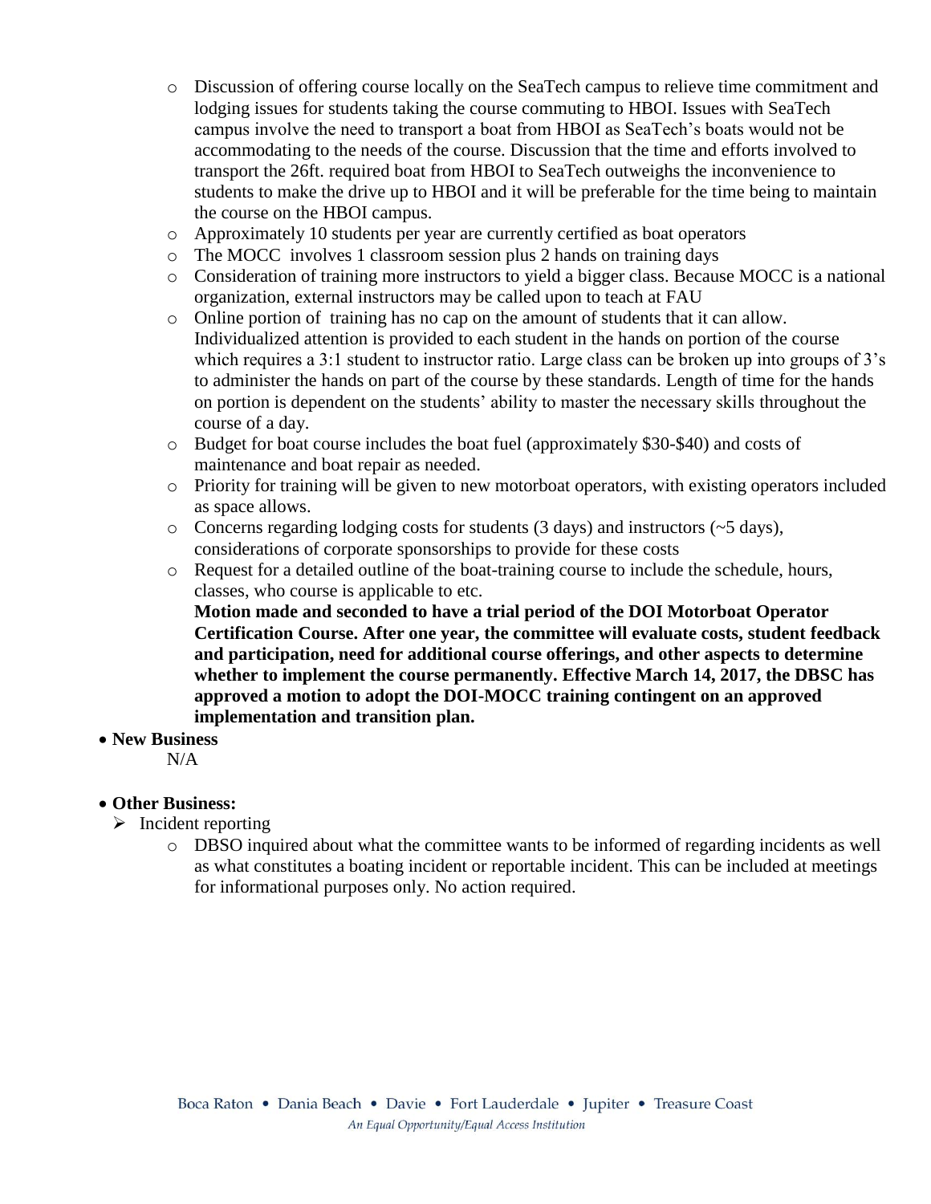- Discussion of offering course locally on the SeaTech campus to relieve time commitment and lodging issues for students taking the course commuting to HBOI. Issues with SeaTech campus involve the need to transport a boat from HBOI as SeaTech's boats would not be accommodating to the needs of the course. Discussion that the time and efforts involved to transport the 26ft. required boat from HBOI to SeaTech outweighs the inconvenience to students to make the drive up to HBOI and it will be preferable for the time being to maintain the course on the HBOI campus.
- Approximately 10 students per year are currently certified as boat operators
- The MOCC involves 1 classroom session plus 2 hands on training days
- Consideration of training more instructors to yield a bigger class. Because MOCC is a national organization, external instructors may be called upon to teach at FAU
- Online portion of training has no cap on the amount of students that it can allow. Individualized attention is provided to each student in the hands on portion of the course which requires a 3:1 student to instructor ratio. Large class can be broken up into groups of 3's to administer the hands on part of the course by these standards. Length of time for the hands on portion is dependent on the students' ability to master the necessary skills throughout the course of a day.
- Budget for boat course includes the boat fuel (approximately $30-$40) and costs of maintenance and boat repair as needed.
- Priority for training will be given to new motorboat operators, with existing operators included as space allows.
- Concerns regarding lodging costs for students (3 days) and instructors (~5 days), considerations of corporate sponsorships to provide for these costs
- Request for a detailed outline of the boat-training course to include the schedule, hours, classes, who course is applicable to etc.

  **Motion made and seconded to have a trial period of the DOI Motorboat Operator Certification Course. After one year, the committee will evaluate costs, student feedback and participation, need for additional course offerings, and other aspects to determine whether to implement the course permanently. Effective March 14, 2017, the DBSC has approved a motion to adopt the DOI-MOCC training contingent on an approved implementation and transition plan.**

- **New Business**

  N/A

- **Other Business:**
  - Incident reporting
    - DBSO inquired about what the committee wants to be informed of regarding incidents as well as what constitutes a boating incident or reportable incident. This can be included at meetings for informational purposes only. No action required.